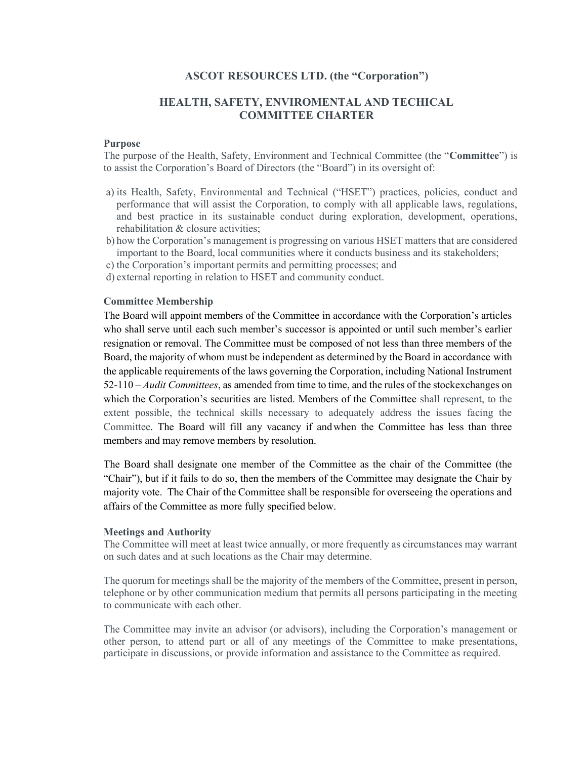# ASCOT RESOURCES LTD. (the "Corporation")

## HEALTH, SAFETY, ENVIROMENTAL AND TECHICAL COMMITTEE CHARTER

### Purpose

The purpose of the Health, Safety, Environment and Technical Committee (the "**Committee**") is to assist the Corporation's Board of Directors (the "Board") in its oversight of:

a) its Health, Safety, Environmental and Technical ("HSET") practices, policies, conduct and performance that will assist the Corporation, to comply with all applicable laws, regulations, and best practice in its sustainable conduct during exploration, development, operations, rehabilitation & closure activities;
b) how the Corporation's management is progressing on various HSET matters that are considered important to the Board, local communities where it conducts business and its stakeholders;
c) the Corporation's important permits and permitting processes; and
d) external reporting in relation to HSET and community conduct.

### Committee Membership

The Board will appoint members of the Committee in accordance with the Corporation's articles who shall serve until each such member's successor is appointed or until such member's earlier resignation or removal. The Committee must be composed of not less than three members of the Board, the majority of whom must be independent as determined by the Board in accordance with the applicable requirements of the laws governing the Corporation, including National Instrument 52-110 – *Audit Committees*, as amended from time to time, and the rules of the stockexchanges on which the Corporation's securities are listed. Members of the Committee shall represent, to the extent possible, the technical skills necessary to adequately address the issues facing the Committee. The Board will fill any vacancy if andwhen the Committee has less than three members and may remove members by resolution.

The Board shall designate one member of the Committee as the chair of the Committee (the "Chair"), but if it fails to do so, then the members of the Committee may designate the Chair by majority vote. The Chair of the Committee shall be responsible for overseeing the operations and affairs of the Committee as more fully specified below.

### Meetings and Authority

The Committee will meet at least twice annually, or more frequently as circumstances may warrant on such dates and at such locations as the Chair may determine.

The quorum for meetings shall be the majority of the members of the Committee, present in person, telephone or by other communication medium that permits all persons participating in the meeting to communicate with each other.

The Committee may invite an advisor (or advisors), including the Corporation's management or other person, to attend part or all of any meetings of the Committee to make presentations, participate in discussions, or provide information and assistance to the Committee as required.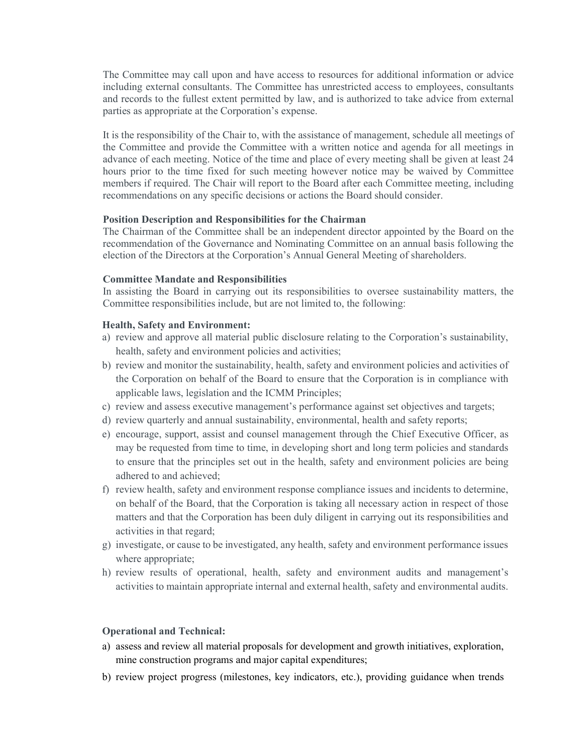The Committee may call upon and have access to resources for additional information or advice including external consultants. The Committee has unrestricted access to employees, consultants and records to the fullest extent permitted by law, and is authorized to take advice from external parties as appropriate at the Corporation's expense.

It is the responsibility of the Chair to, with the assistance of management, schedule all meetings of the Committee and provide the Committee with a written notice and agenda for all meetings in advance of each meeting. Notice of the time and place of every meeting shall be given at least 24 hours prior to the time fixed for such meeting however notice may be waived by Committee members if required. The Chair will report to the Board after each Committee meeting, including recommendations on any specific decisions or actions the Board should consider.

**Position Description and Responsibilities for the Chairman**

The Chairman of the Committee shall be an independent director appointed by the Board on the recommendation of the Governance and Nominating Committee on an annual basis following the election of the Directors at the Corporation's Annual General Meeting of shareholders.

**Committee Mandate and Responsibilities**

In assisting the Board in carrying out its responsibilities to oversee sustainability matters, the Committee responsibilities include, but are not limited to, the following:

**Health, Safety and Environment:**

a) review and approve all material public disclosure relating to the Corporation's sustainability, health, safety and environment policies and activities;
b) review and monitor the sustainability, health, safety and environment policies and activities of the Corporation on behalf of the Board to ensure that the Corporation is in compliance with applicable laws, legislation and the ICMM Principles;
c) review and assess executive management's performance against set objectives and targets;
d) review quarterly and annual sustainability, environmental, health and safety reports;
e) encourage, support, assist and counsel management through the Chief Executive Officer, as may be requested from time to time, in developing short and long term policies and standards to ensure that the principles set out in the health, safety and environment policies are being adhered to and achieved;
f) review health, safety and environment response compliance issues and incidents to determine, on behalf of the Board, that the Corporation is taking all necessary action in respect of those matters and that the Corporation has been duly diligent in carrying out its responsibilities and activities in that regard;
g) investigate, or cause to be investigated, any health, safety and environment performance issues where appropriate;
h) review results of operational, health, safety and environment audits and management's activities to maintain appropriate internal and external health, safety and environmental audits.

**Operational and Technical:**

a) assess and review all material proposals for development and growth initiatives, exploration, mine construction programs and major capital expenditures;
b) review project progress (milestones, key indicators, etc.), providing guidance when trends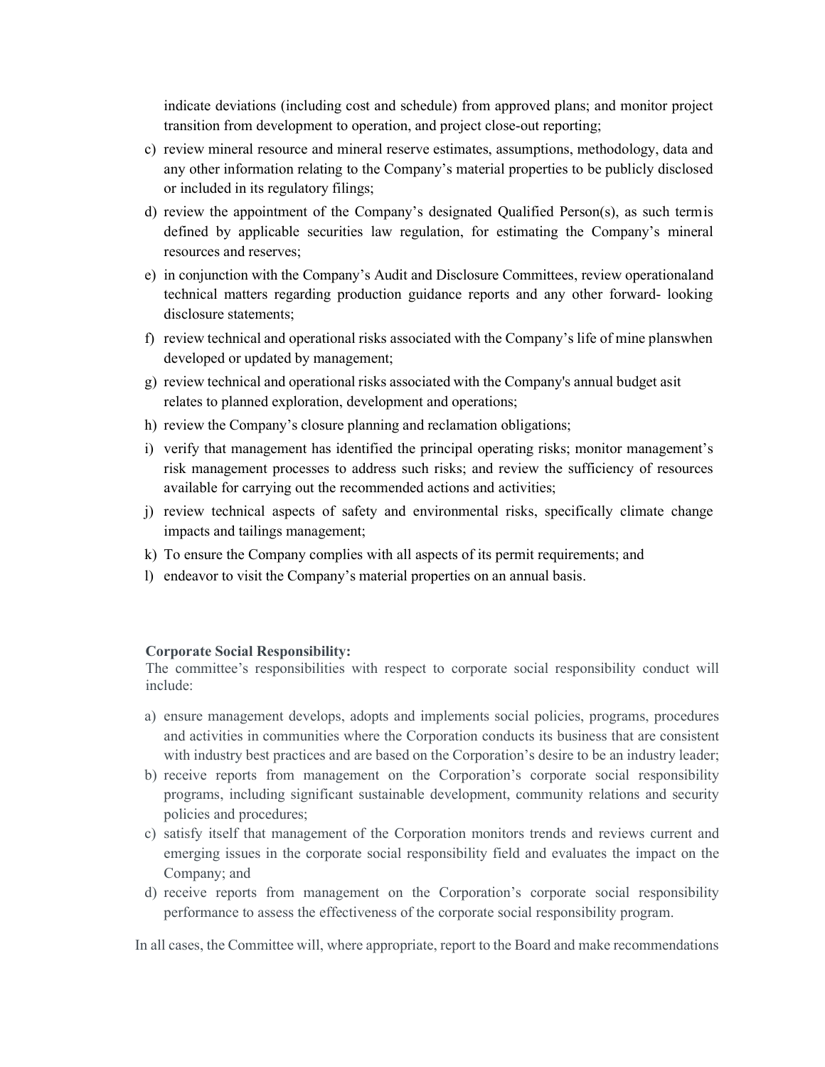indicate deviations (including cost and schedule) from approved plans; and monitor project transition from development to operation, and project close-out reporting;

c) review mineral resource and mineral reserve estimates, assumptions, methodology, data and any other information relating to the Company's material properties to be publicly disclosed or included in its regulatory filings;

d) review the appointment of the Company's designated Qualified Person(s), as such termis defined by applicable securities law regulation, for estimating the Company's mineral resources and reserves;

e) in conjunction with the Company's Audit and Disclosure Committees, review operationaland technical matters regarding production guidance reports and any other forward- looking disclosure statements;

f) review technical and operational risks associated with the Company's life of mine planswhen developed or updated by management;

g) review technical and operational risks associated with the Company's annual budget asit relates to planned exploration, development and operations;

h) review the Company's closure planning and reclamation obligations;

i) verify that management has identified the principal operating risks; monitor management's risk management processes to address such risks; and review the sufficiency of resources available for carrying out the recommended actions and activities;

j) review technical aspects of safety and environmental risks, specifically climate change impacts and tailings management;

k) To ensure the Company complies with all aspects of its permit requirements; and

l) endeavor to visit the Company's material properties on an annual basis.

**Corporate Social Responsibility:**
The committee's responsibilities with respect to corporate social responsibility conduct will include:

a) ensure management develops, adopts and implements social policies, programs, procedures and activities in communities where the Corporation conducts its business that are consistent with industry best practices and are based on the Corporation's desire to be an industry leader;

b) receive reports from management on the Corporation's corporate social responsibility programs, including significant sustainable development, community relations and security policies and procedures;

c) satisfy itself that management of the Corporation monitors trends and reviews current and emerging issues in the corporate social responsibility field and evaluates the impact on the Company; and

d) receive reports from management on the Corporation's corporate social responsibility performance to assess the effectiveness of the corporate social responsibility program.

In all cases, the Committee will, where appropriate, report to the Board and make recommendations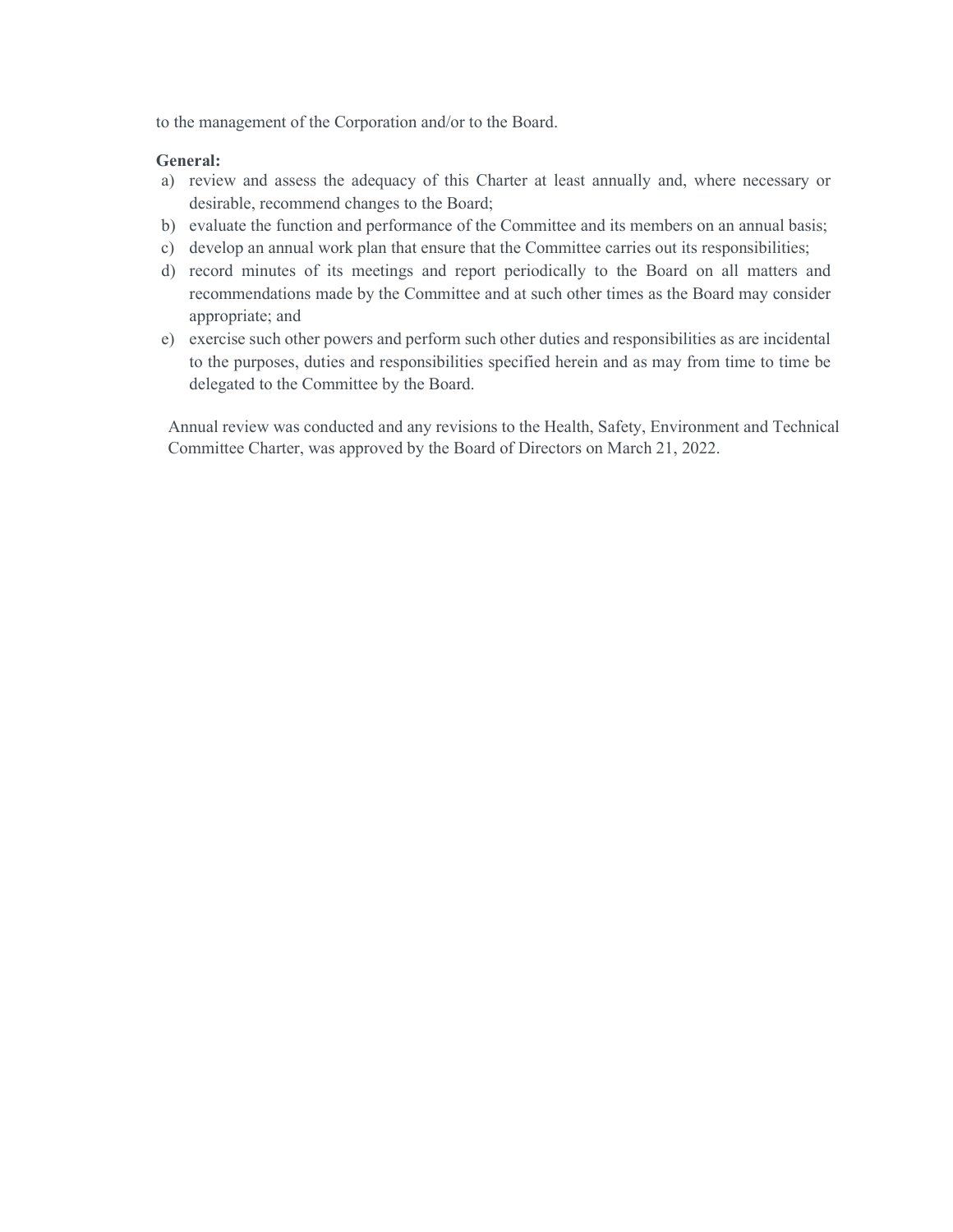to the management of the Corporation and/or to the Board.

**General:**

a) review and assess the adequacy of this Charter at least annually and, where necessary or desirable, recommend changes to the Board;
b) evaluate the function and performance of the Committee and its members on an annual basis;
c) develop an annual work plan that ensure that the Committee carries out its responsibilities;
d) record minutes of its meetings and report periodically to the Board on all matters and recommendations made by the Committee and at such other times as the Board may consider appropriate; and
e) exercise such other powers and perform such other duties and responsibilities as are incidental to the purposes, duties and responsibilities specified herein and as may from time to time be delegated to the Committee by the Board.

Annual review was conducted and any revisions to the Health, Safety, Environment and Technical Committee Charter, was approved by the Board of Directors on March 21, 2022.